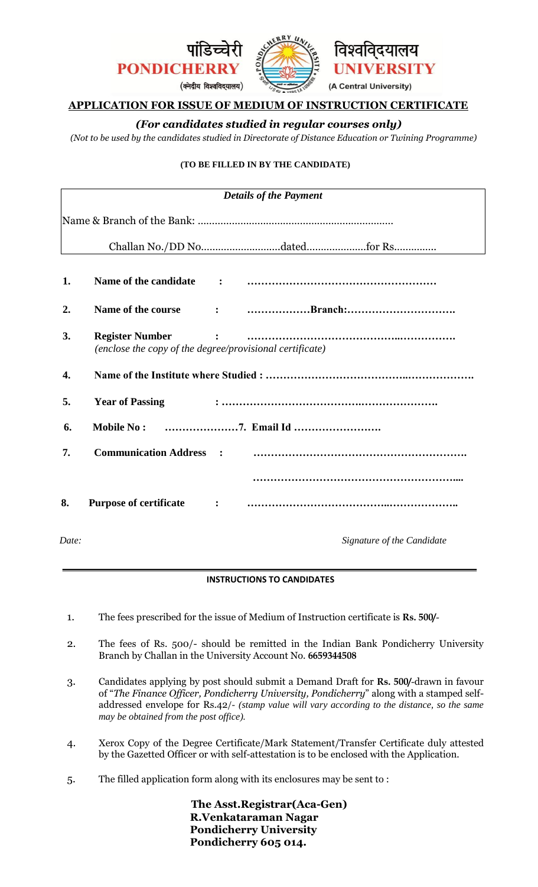पांडिच्चेरी विश्वविद्यालय
**PONDICHERRY UNIVERSITY**
(केन्द्रीय विश्वविद्यालय) (A Central University)

## APPLICATION FOR ISSUE OF MEDIUM OF INSTRUCTION CERTIFICATE

***(For candidates studied in regular courses only)***

*(Not to be used by the candidates studied in Directorate of Distance Education or Twining Programme)*

**(TO BE FILLED IN BY THE CANDIDATE)**

| *Details of the Payment* |
|---|
| Name & Branch of the Bank: ………………………………………………………… |
| Challan No./DD No………………………dated…………………for Rs…………… |

1. **Name of the candidate : ………………………………………………**
2. **Name of the course : ………………Branch:………………………….**
3. **Register Number : ……………………………………..…………….**
   *(enclose the copy of the degree/provisional certificate)*
4. **Name of the Institute where Studied : …………………………………..……………….**
5. **Year of Passing : ……………………………….………………….**
6. **Mobile No : …………………7. Email Id …………………….**
7. **Communication Address : ………………………………………………….**
   **……………………………………………………...**
8. **Purpose of certificate : ………………………………..………………..**

*Date:* *Signature of the Candidate*

---

**INSTRUCTIONS TO CANDIDATES**

1. The fees prescribed for the issue of Medium of Instruction certificate is **Rs. 500/-**
2. The fees of Rs. 500/- should be remitted in the Indian Bank Pondicherry University Branch by Challan in the University Account No. **6659344508**
3. Candidates applying by post should submit a Demand Draft for **Rs. 500/-**drawn in favour of "*The Finance Officer, Pondicherry University, Pondicherry*" along with a stamped self-addressed envelope for Rs.42/- *(stamp value will vary according to the distance, so the same may be obtained from the post office).*
4. Xerox Copy of the Degree Certificate/Mark Statement/Transfer Certificate duly attested by the Gazetted Officer or with self-attestation is to be enclosed with the Application.
5. The filled application form along with its enclosures may be sent to :

**The Asst.Registrar(Aca-Gen)**
**R.Venkataraman Nagar**
**Pondicherry University**
**Pondicherry 605 014.**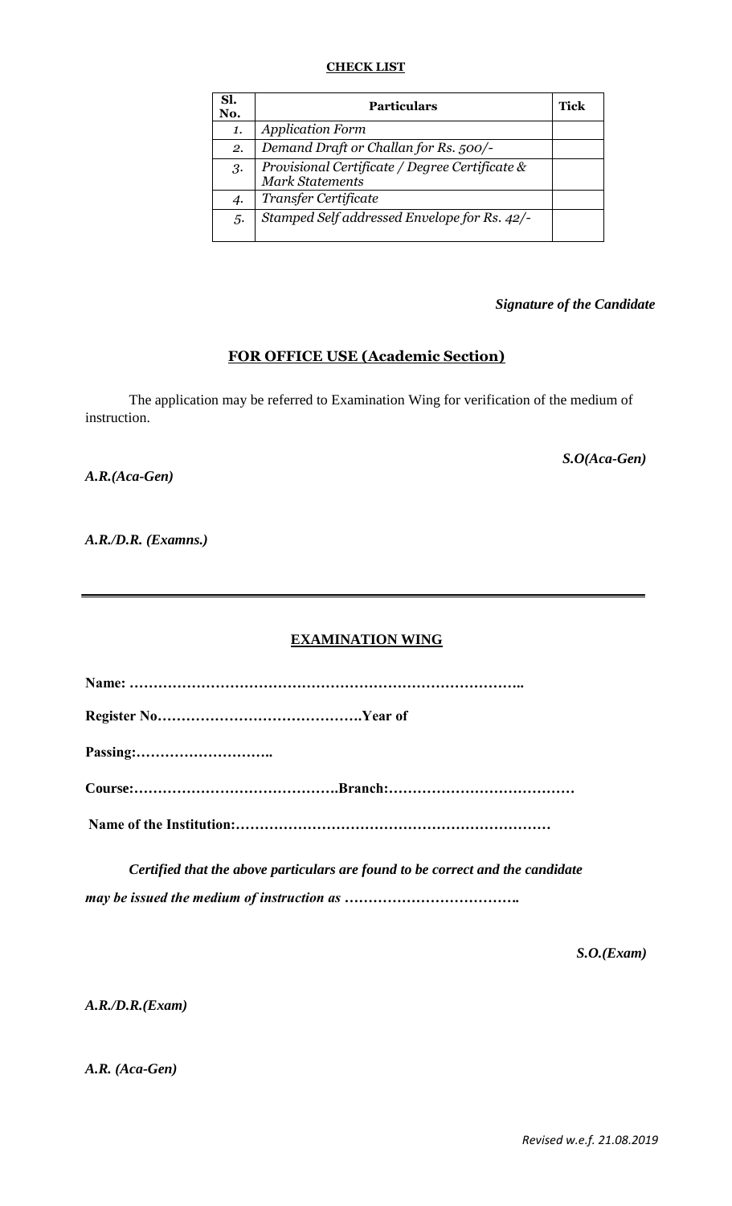**CHECK LIST**

| Sl. No. | Particulars | Tick |
|---|---|---|
| *1.* | *Application Form* | |
| *2.* | *Demand Draft or Challan for Rs. 500/-* | |
| *3.* | *Provisional Certificate / Degree Certificate & Mark Statements* | |
| *4.* | *Transfer Certificate* | |
| *5.* | *Stamped Self addressed Envelope for Rs. 42/-* | |

***Signature of the Candidate***

## FOR OFFICE USE (Academic Section)

The application may be referred to Examination Wing for verification of the medium of instruction.

***S.O(Aca-Gen)***

***A.R.(Aca-Gen)***

***A.R./D.R. (Examns.)***

---

## EXAMINATION WING

**Name: ………………………………………………………………………..**

**Register No…………………………………….Year of**

**Passing:………………………..**

**Course:…………………………………….Branch:…………………………………**

**Name of the Institution:…………………………………………………………**

***Certified that the above particulars are found to be correct and the candidate may be issued the medium of instruction as ……………………………….***

***S.O.(Exam)***

***A.R./D.R.(Exam)***

***A.R. (Aca-Gen)***

*Revised w.e.f. 21.08.2019*